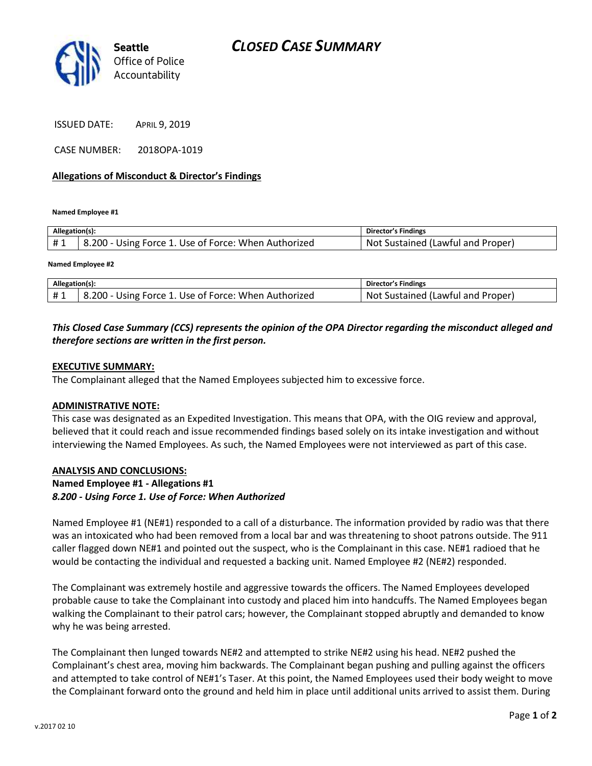# CLOSED CASE SUMMARY

**Seattle**
Office of Police Accountability

ISSUED DATE: APRIL 9, 2019

CASE NUMBER: 2018OPA-1019

**Allegations of Misconduct & Director's Findings**

**Named Employee #1**

| Allegation(s): | | Director's Findings |
|---|---|---|
| # 1 | 8.200 - Using Force 1. Use of Force: When Authorized | Not Sustained (Lawful and Proper) |

**Named Employee #2**

| Allegation(s): | | Director's Findings |
|---|---|---|
| # 1 | 8.200 - Using Force 1. Use of Force: When Authorized | Not Sustained (Lawful and Proper) |

***This Closed Case Summary (CCS) represents the opinion of the OPA Director regarding the misconduct alleged and therefore sections are written in the first person.***

**EXECUTIVE SUMMARY:**

The Complainant alleged that the Named Employees subjected him to excessive force.

**ADMINISTRATIVE NOTE:**

This case was designated as an Expedited Investigation. This means that OPA, with the OIG review and approval, believed that it could reach and issue recommended findings based solely on its intake investigation and without interviewing the Named Employees. As such, the Named Employees were not interviewed as part of this case.

**ANALYSIS AND CONCLUSIONS:**

**Named Employee #1 - Allegations #1**
***8.200 - Using Force 1. Use of Force: When Authorized***

Named Employee #1 (NE#1) responded to a call of a disturbance. The information provided by radio was that there was an intoxicated who had been removed from a local bar and was threatening to shoot patrons outside. The 911 caller flagged down NE#1 and pointed out the suspect, who is the Complainant in this case. NE#1 radioed that he would be contacting the individual and requested a backing unit. Named Employee #2 (NE#2) responded.

The Complainant was extremely hostile and aggressive towards the officers. The Named Employees developed probable cause to take the Complainant into custody and placed him into handcuffs. The Named Employees began walking the Complainant to their patrol cars; however, the Complainant stopped abruptly and demanded to know why he was being arrested.

The Complainant then lunged towards NE#2 and attempted to strike NE#2 using his head. NE#2 pushed the Complainant's chest area, moving him backwards. The Complainant began pushing and pulling against the officers and attempted to take control of NE#1's Taser. At this point, the Named Employees used their body weight to move the Complainant forward onto the ground and held him in place until additional units arrived to assist them. During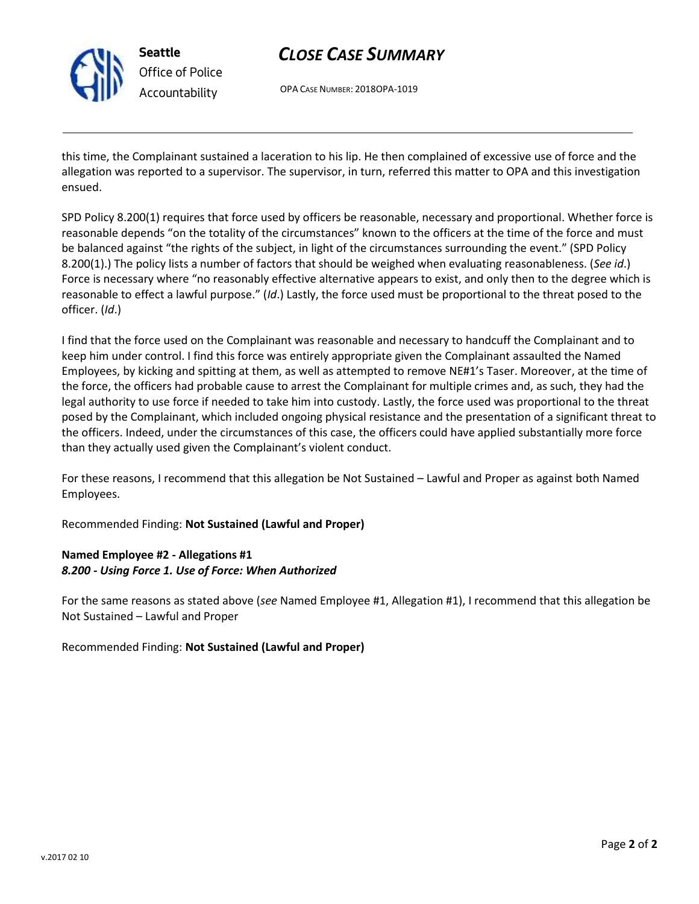this time, the Complainant sustained a laceration to his lip. He then complained of excessive use of force and the allegation was reported to a supervisor. The supervisor, in turn, referred this matter to OPA and this investigation ensued.

SPD Policy 8.200(1) requires that force used by officers be reasonable, necessary and proportional. Whether force is reasonable depends "on the totality of the circumstances" known to the officers at the time of the force and must be balanced against "the rights of the subject, in light of the circumstances surrounding the event." (SPD Policy 8.200(1).) The policy lists a number of factors that should be weighed when evaluating reasonableness. (*See id*.) Force is necessary where "no reasonably effective alternative appears to exist, and only then to the degree which is reasonable to effect a lawful purpose." (*Id*.) Lastly, the force used must be proportional to the threat posed to the officer. (*Id*.)

I find that the force used on the Complainant was reasonable and necessary to handcuff the Complainant and to keep him under control. I find this force was entirely appropriate given the Complainant assaulted the Named Employees, by kicking and spitting at them, as well as attempted to remove NE#1's Taser. Moreover, at the time of the force, the officers had probable cause to arrest the Complainant for multiple crimes and, as such, they had the legal authority to use force if needed to take him into custody. Lastly, the force used was proportional to the threat posed by the Complainant, which included ongoing physical resistance and the presentation of a significant threat to the officers. Indeed, under the circumstances of this case, the officers could have applied substantially more force than they actually used given the Complainant's violent conduct.

For these reasons, I recommend that this allegation be Not Sustained – Lawful and Proper as against both Named Employees.

Recommended Finding: **Not Sustained (Lawful and Proper)**

**Named Employee #2 - Allegations #1**
***8.200 - Using Force 1. Use of Force: When Authorized***

For the same reasons as stated above (*see* Named Employee #1, Allegation #1), I recommend that this allegation be Not Sustained – Lawful and Proper

Recommended Finding: **Not Sustained (Lawful and Proper)**